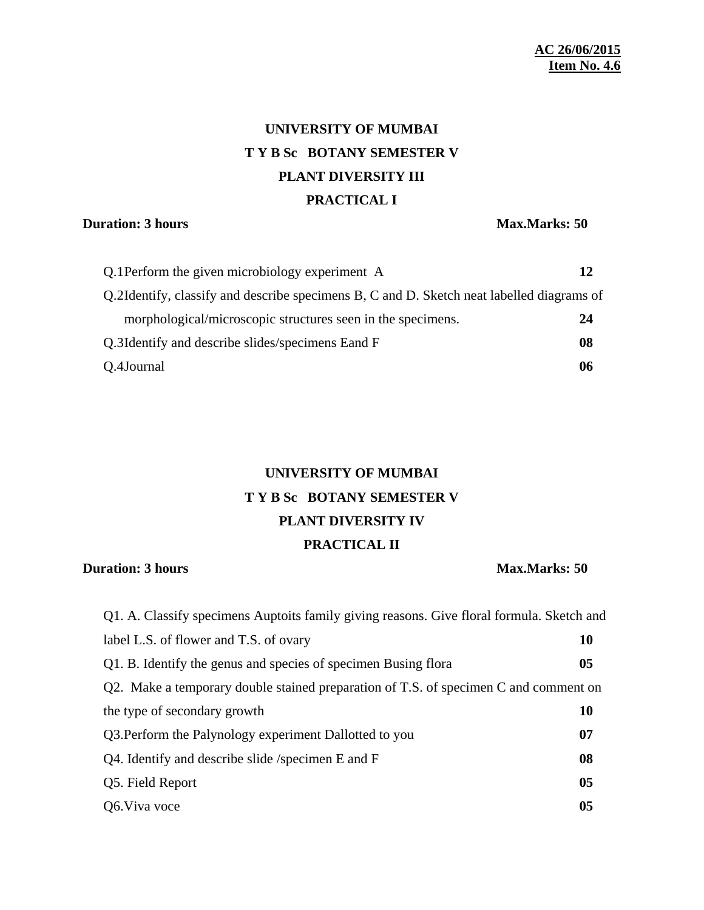**AC 26/06/2015**
**Item No. 4.6**

# UNIVERSITY OF MUMBAI
## T Y B Sc BOTANY SEMESTER V
## PLANT DIVERSITY III
## PRACTICAL I

**Duration: 3 hours** **Max.Marks: 50**

| | |
|---|---|
| Q.1Perform the given microbiology experiment A | **12** |
| Q.2Identify, classify and describe specimens B, C and D. Sketch neat labelled diagrams of morphological/microscopic structures seen in the specimens. | **24** |
| Q.3Identify and describe slides/specimens Eand F | **08** |
| Q.4Journal | **06** |

# UNIVERSITY OF MUMBAI
## T Y B Sc BOTANY SEMESTER V
## PLANT DIVERSITY IV
## PRACTICAL II

**Duration: 3 hours** **Max.Marks: 50**

| | |
|---|---|
| Q1. A. Classify specimens Auptoits family giving reasons. Give floral formula. Sketch and label L.S. of flower and T.S. of ovary | **10** |
| Q1. B. Identify the genus and species of specimen Busing flora | **05** |
| Q2. Make a temporary double stained preparation of T.S. of specimen C and comment on the type of secondary growth | **10** |
| Q3.Perform the Palynology experiment Dallotted to you | **07** |
| Q4. Identify and describe slide /specimen E and F | **08** |
| Q5. Field Report | **05** |
| Q6.Viva voce | **05** |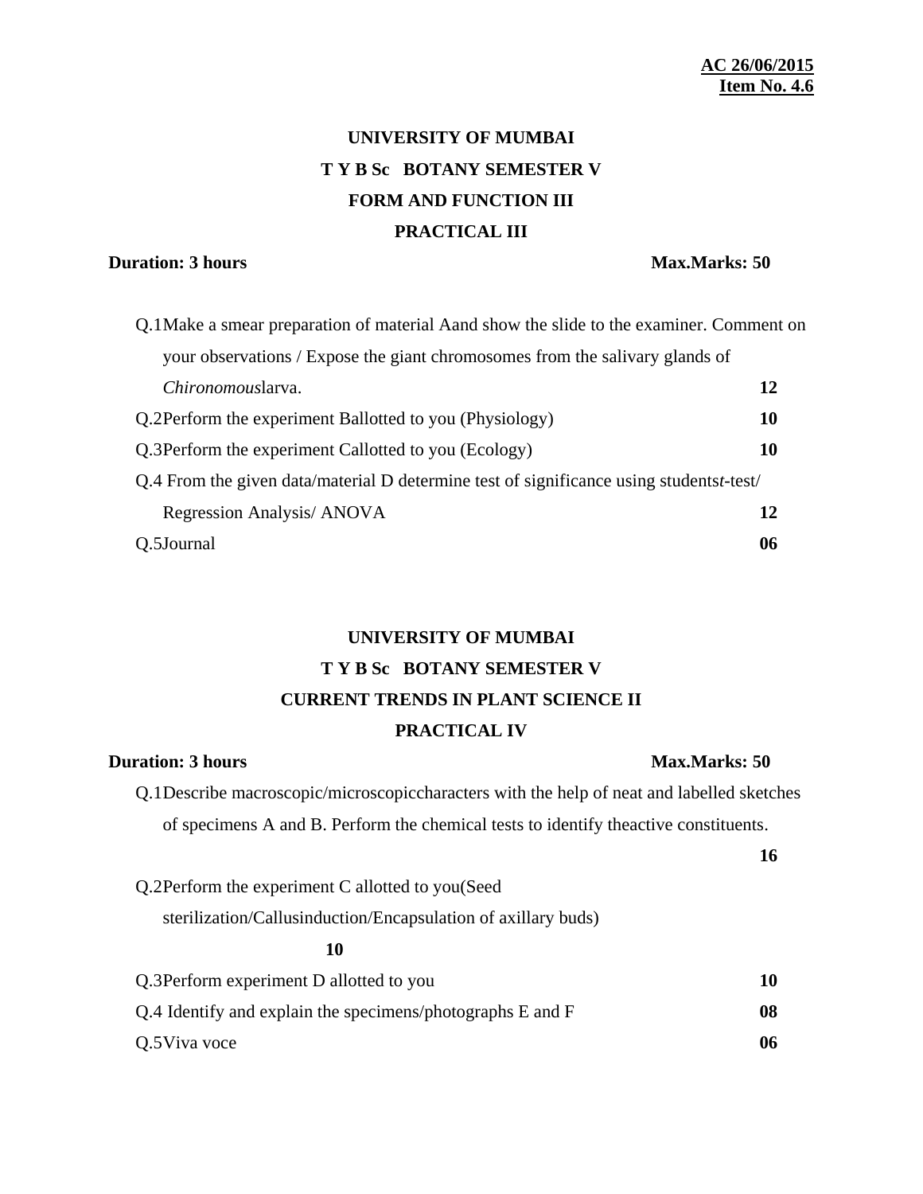**AC 26/06/2015**
**Item No. 4.6**

# UNIVERSITY OF MUMBAI

## T Y B Sc BOTANY SEMESTER V

## FORM AND FUNCTION III

## PRACTICAL III

**Duration: 3 hours** **Max.Marks: 50**

| | | |
|---|---|---|
| Q.1 | Make a smear preparation of material Aand show the slide to the examiner. Comment on your observations / Expose the giant chromosomes from the salivary glands of *Chironomous*larva. | **12** |
| Q.2 | Perform the experiment Ballotted to you (Physiology) | **10** |
| Q.3 | Perform the experiment Callotted to you (Ecology) | **10** |
| Q.4 | From the given data/material D determine test of significance using students*t*-test/ Regression Analysis/ ANOVA | **12** |
| Q.5 | Journal | **06** |

# UNIVERSITY OF MUMBAI

## T Y B Sc BOTANY SEMESTER V

## CURRENT TRENDS IN PLANT SCIENCE II

## PRACTICAL IV

**Duration: 3 hours** **Max.Marks: 50**

| | | |
|---|---|---|
| Q.1 | Describe macroscopic/microscopiccharacters with the help of neat and labelled sketches of specimens A and B. Perform the chemical tests to identify theactive constituents. | **16** |
| Q.2 | Perform the experiment C allotted to you(Seed sterilization/Callusinduction/Encapsulation of axillary buds) | **10** |
| Q.3 | Perform experiment D allotted to you | **10** |
| Q.4 | Identify and explain the specimens/photographs E and F | **08** |
| Q.5 | Viva voce | **06** |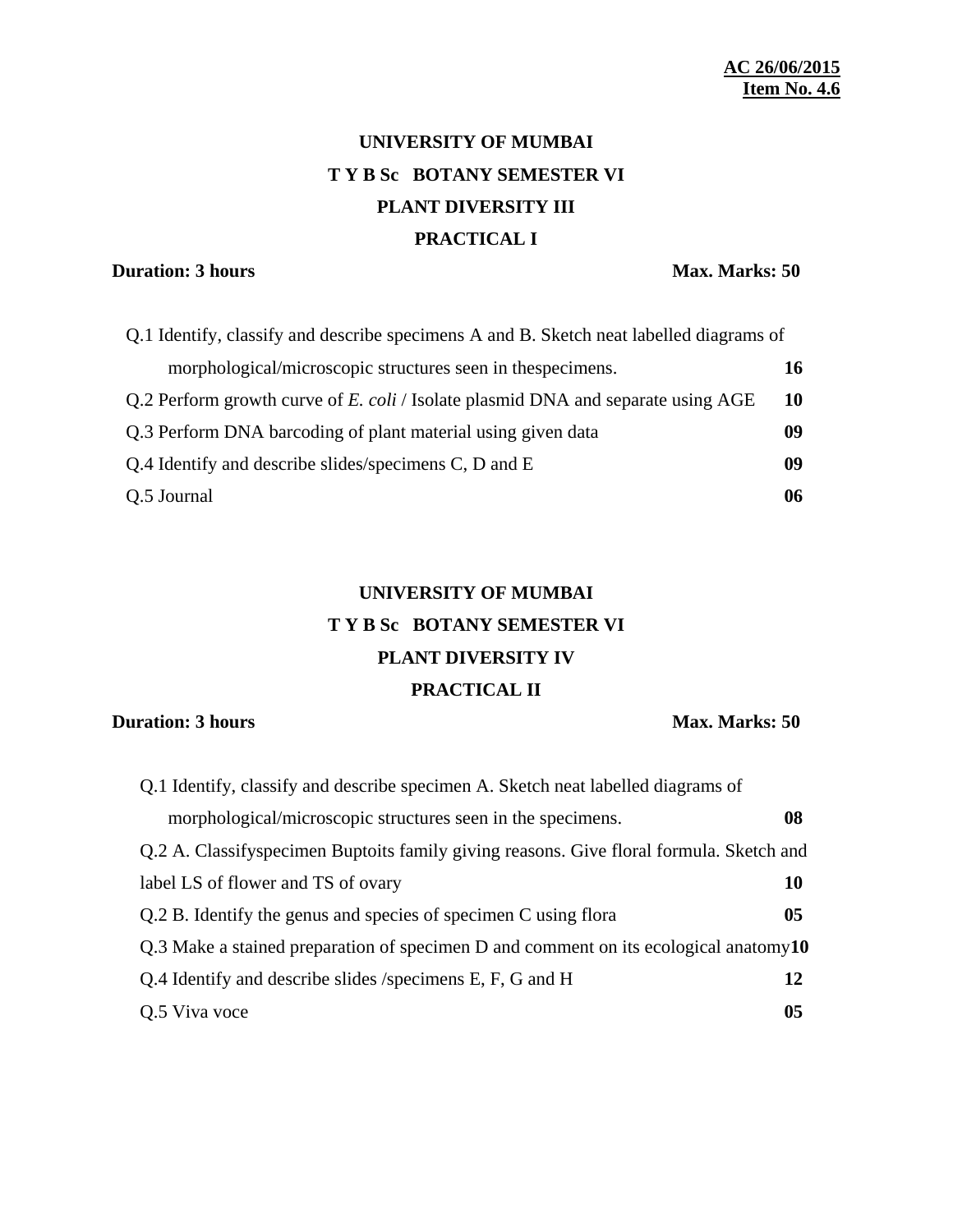**AC 26/06/2015**
**Item No. 4.6**

# UNIVERSITY OF MUMBAI

## T Y B Sc BOTANY SEMESTER VI

## PLANT DIVERSITY III

## PRACTICAL I

**Duration: 3 hours** **Max. Marks: 50**

| Question | Marks |
|---|---|
| Q.1 Identify, classify and describe specimens A and B. Sketch neat labelled diagrams of morphological/microscopic structures seen in thespecimens. | **16** |
| Q.2 Perform growth curve of *E. coli* / Isolate plasmid DNA and separate using AGE | **10** |
| Q.3 Perform DNA barcoding of plant material using given data | **09** |
| Q.4 Identify and describe slides/specimens C, D and E | **09** |
| Q.5 Journal | **06** |

# UNIVERSITY OF MUMBAI

## T Y B Sc BOTANY SEMESTER VI

## PLANT DIVERSITY IV

## PRACTICAL II

**Duration: 3 hours** **Max. Marks: 50**

| Question | Marks |
|---|---|
| Q.1 Identify, classify and describe specimen A. Sketch neat labelled diagrams of morphological/microscopic structures seen in the specimens. | **08** |
| Q.2 A. Classifyspecimen Buptoits family giving reasons. Give floral formula. Sketch and label LS of flower and TS of ovary | **10** |
| Q.2 B. Identify the genus and species of specimen C using flora | **05** |
| Q.3 Make a stained preparation of specimen D and comment on its ecological anatomy | **10** |
| Q.4 Identify and describe slides /specimens E, F, G and H | **12** |
| Q.5 Viva voce | **05** |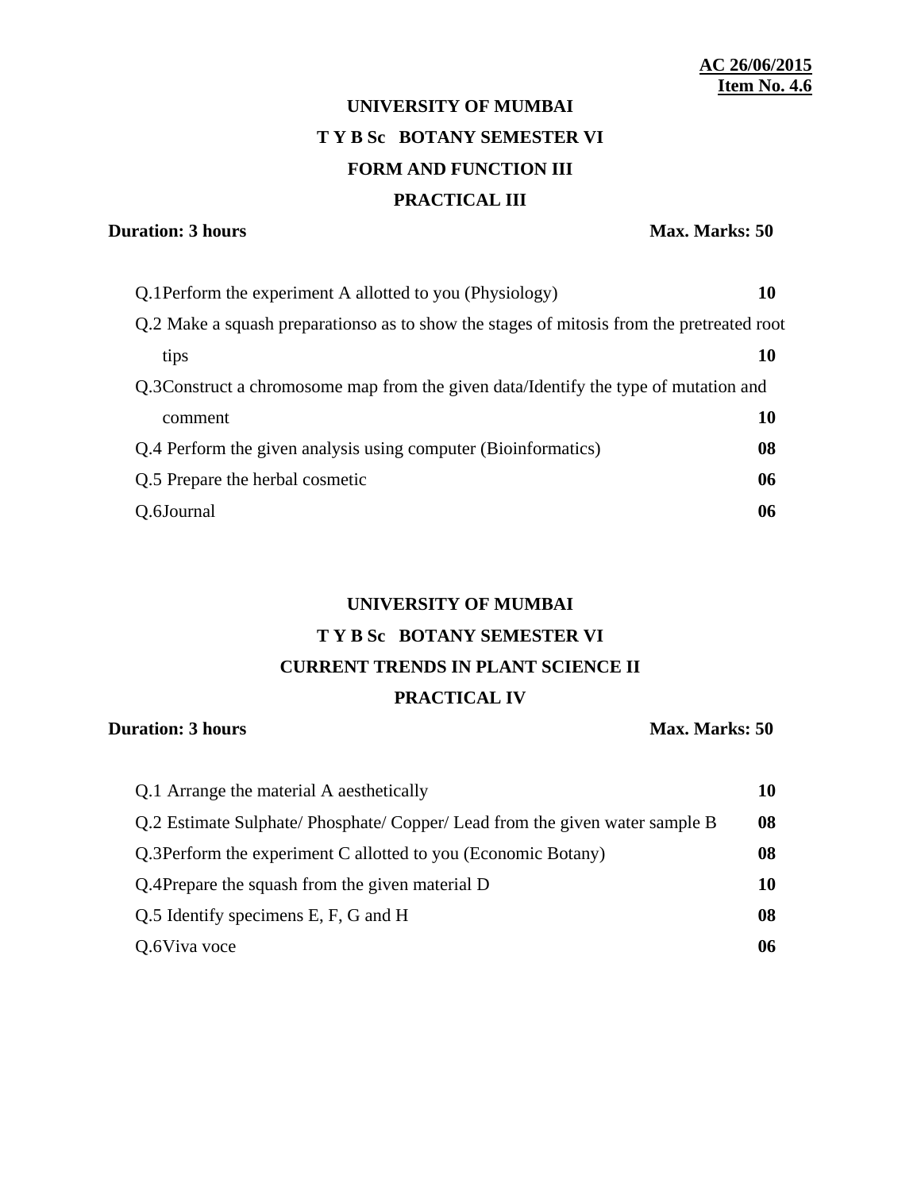**AC 26/06/2015**
**Item No. 4.6**

# UNIVERSITY OF MUMBAI

## T Y B Sc BOTANY SEMESTER VI

## FORM AND FUNCTION III

## PRACTICAL III

**Duration: 3 hours** **Max. Marks: 50**

| | |
|---|---|
| Q.1Perform the experiment A allotted to you (Physiology) | **10** |
| Q.2 Make a squash preparationso as to show the stages of mitosis from the pretreated root tips | **10** |
| Q.3Construct a chromosome map from the given data/Identify the type of mutation and comment | **10** |
| Q.4 Perform the given analysis using computer (Bioinformatics) | **08** |
| Q.5 Prepare the herbal cosmetic | **06** |
| Q.6Journal | **06** |

# UNIVERSITY OF MUMBAI

## T Y B Sc BOTANY SEMESTER VI

## CURRENT TRENDS IN PLANT SCIENCE II

## PRACTICAL IV

**Duration: 3 hours** **Max. Marks: 50**

| | |
|---|---|
| Q.1 Arrange the material A aesthetically | **10** |
| Q.2 Estimate Sulphate/ Phosphate/ Copper/ Lead from the given water sample B | **08** |
| Q.3Perform the experiment C allotted to you (Economic Botany) | **08** |
| Q.4Prepare the squash from the given material D | **10** |
| Q.5 Identify specimens E, F, G and H | **08** |
| Q.6Viva voce | **06** |